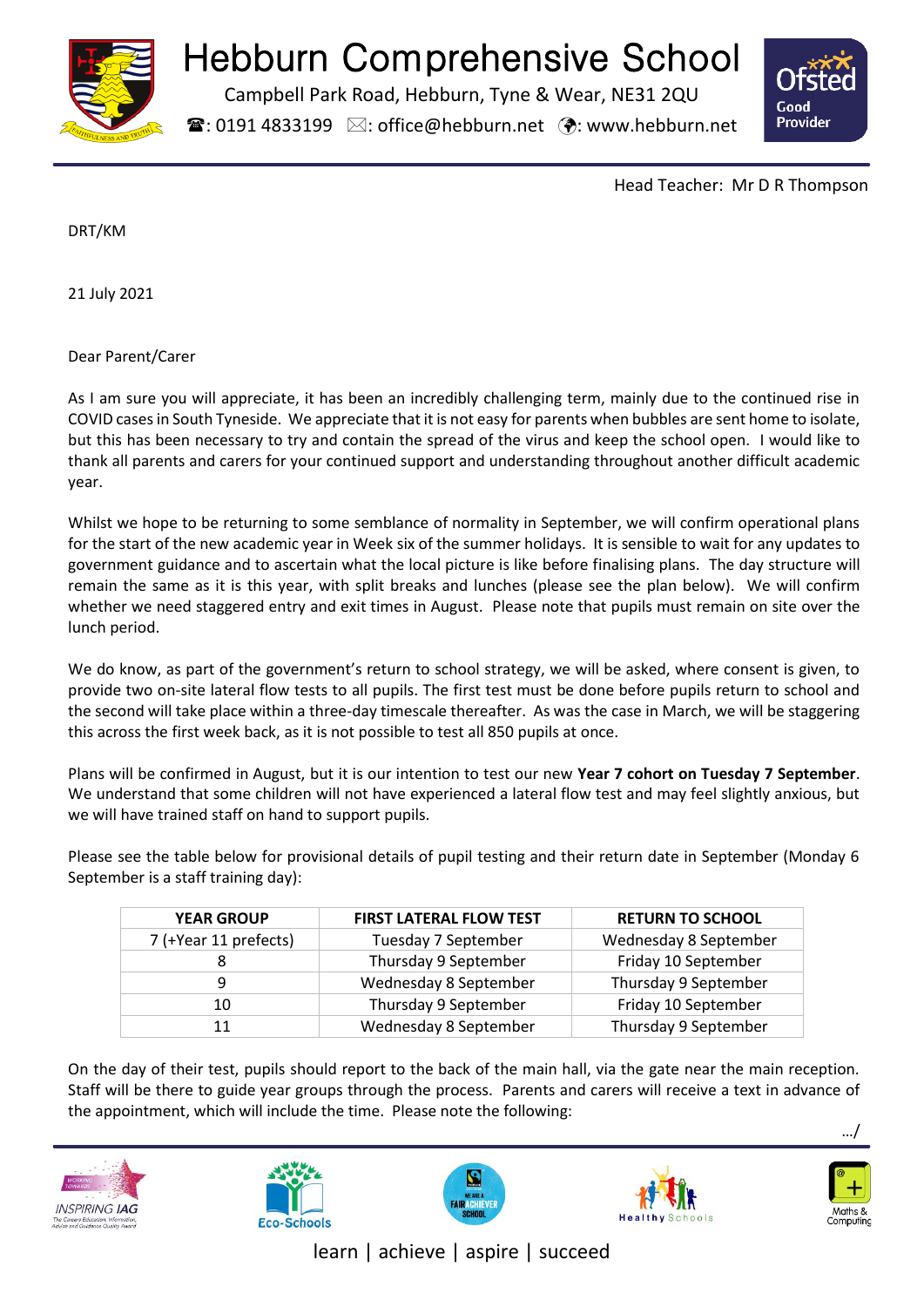# Hebburn Comprehensive School

Campbell Park Road, Hebburn, Tyne & Wear, NE31 2QU

☎: 0191 4833199 ✉: office@hebburn.net : www.hebburn.net

Head Teacher: Mr D R Thompson

DRT/KM

21 July 2021

Dear Parent/Carer

As I am sure you will appreciate, it has been an incredibly challenging term, mainly due to the continued rise in COVID cases in South Tyneside. We appreciate that it is not easy for parents when bubbles are sent home to isolate, but this has been necessary to try and contain the spread of the virus and keep the school open. I would like to thank all parents and carers for your continued support and understanding throughout another difficult academic year.

Whilst we hope to be returning to some semblance of normality in September, we will confirm operational plans for the start of the new academic year in Week six of the summer holidays. It is sensible to wait for any updates to government guidance and to ascertain what the local picture is like before finalising plans. The day structure will remain the same as it is this year, with split breaks and lunches (please see the plan below). We will confirm whether we need staggered entry and exit times in August. Please note that pupils must remain on site over the lunch period.

We do know, as part of the government's return to school strategy, we will be asked, where consent is given, to provide two on-site lateral flow tests to all pupils. The first test must be done before pupils return to school and the second will take place within a three-day timescale thereafter. As was the case in March, we will be staggering this across the first week back, as it is not possible to test all 850 pupils at once.

Plans will be confirmed in August, but it is our intention to test our new **Year 7 cohort on Tuesday 7 September**. We understand that some children will not have experienced a lateral flow test and may feel slightly anxious, but we will have trained staff on hand to support pupils.

Please see the table below for provisional details of pupil testing and their return date in September (Monday 6 September is a staff training day):

| YEAR GROUP | FIRST LATERAL FLOW TEST | RETURN TO SCHOOL |
|---|---|---|
| 7 (+Year 11 prefects) | Tuesday 7 September | Wednesday 8 September |
| 8 | Thursday 9 September | Friday 10 September |
| 9 | Wednesday 8 September | Thursday 9 September |
| 10 | Thursday 9 September | Friday 10 September |
| 11 | Wednesday 8 September | Thursday 9 September |

On the day of their test, pupils should report to the back of the main hall, via the gate near the main reception. Staff will be there to guide year groups through the process. Parents and carers will receive a text in advance of the appointment, which will include the time. Please note the following:

.../

learn | achieve | aspire | succeed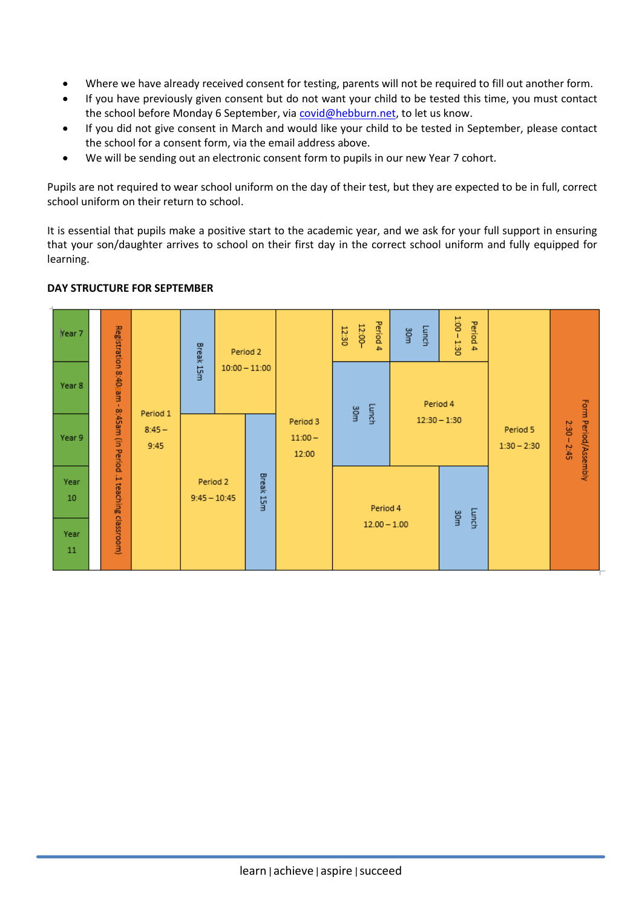- Where we have already received consent for testing, parents will not be required to fill out another form.
- If you have previously given consent but do not want your child to be tested this time, you must contact the school before Monday 6 September, via covid@hebburn.net, to let us know.
- If you did not give consent in March and would like your child to be tested in September, please contact the school for a consent form, via the email address above.
- We will be sending out an electronic consent form to pupils in our new Year 7 cohort.

Pupils are not required to wear school uniform on the day of their test, but they are expected to be in full, correct school uniform on their return to school.

It is essential that pupils make a positive start to the academic year, and we ask for your full support in ensuring that your son/daughter arrives to school on their first day in the correct school uniform and fully equipped for learning.

**DAY STRUCTURE FOR SEPTEMBER**

| Year | Registration | | | | | | | | | |
|---|---|---|---|---|---|---|---|---|---|---|
| Year 7 | Registration 8:40 am - 8:45am (in Period 1 teaching classroom) | Period 1 8:45 – 9:45 | Break 15m | Period 2 10:00 – 11:00 | Period 3 11:00 – 12:00 | Period 4 12:00– 12:30 | Lunch 30m | Period 4 1:00 – 1:30 | Period 5 1:30 – 2:30 | Form Period/Assembly 2:30 – 2:45 |
| Year 8 | Registration 8:40 am - 8:45am (in Period 1 teaching classroom) | Period 1 8:45 – 9:45 | Break 15m | Period 2 10:00 – 11:00 | Period 3 11:00 – 12:00 | Lunch 30m | Period 4 12:30 – 1:30 | | Period 5 1:30 – 2:30 | Form Period/Assembly 2:30 – 2:45 |
| Year 9 | Registration 8:40 am - 8:45am (in Period 1 teaching classroom) | Period 1 8:45 – 9:45 | Period 2 9:45 – 10:45 | Break 15m | Period 3 11:00 – 12:00 | Lunch 30m | Period 4 12:30 – 1:30 | | Period 5 1:30 – 2:30 | Form Period/Assembly 2:30 – 2:45 |
| Year 10 | Registration 8:40 am - 8:45am (in Period 1 teaching classroom) | Period 1 8:45 – 9:45 | Period 2 9:45 – 10:45 | Break 15m | Period 3 11:00 – 12:00 | Period 4 12.00 – 1.00 | Lunch 30m | | Period 5 1:30 – 2:30 | Form Period/Assembly 2:30 – 2:45 |
| Year 11 | Registration 8:40 am - 8:45am (in Period 1 teaching classroom) | Period 1 8:45 – 9:45 | Period 2 9:45 – 10:45 | Break 15m | Period 3 11:00 – 12:00 | Period 4 12.00 – 1.00 | Lunch 30m | | Period 5 1:30 – 2:30 | Form Period/Assembly 2:30 – 2:45 |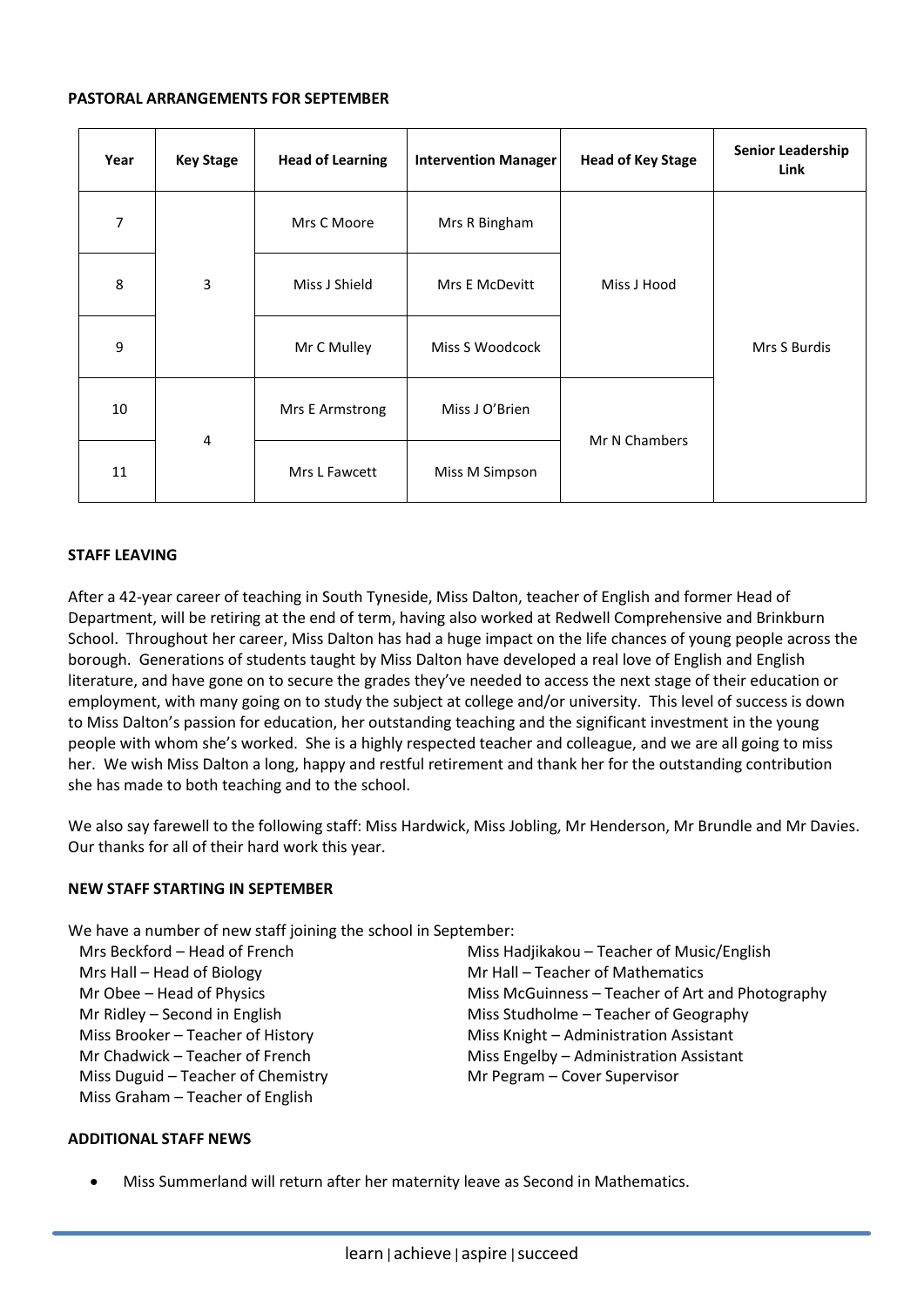**PASTORAL ARRANGEMENTS FOR SEPTEMBER**

| Year | Key Stage | Head of Learning | Intervention Manager | Head of Key Stage | Senior Leadership Link |
|---|---|---|---|---|---|
| 7 | 3 | Mrs C Moore | Mrs R Bingham | Miss J Hood | Mrs S Burdis |
| 8 | | Miss J Shield | Mrs E McDevitt | | |
| 9 | | Mr C Mulley | Miss S Woodcock | | |
| 10 | 4 | Mrs E Armstrong | Miss J O'Brien | Mr N Chambers | |
| 11 | | Mrs L Fawcett | Miss M Simpson | | |

**STAFF LEAVING**

After a 42-year career of teaching in South Tyneside, Miss Dalton, teacher of English and former Head of Department, will be retiring at the end of term, having also worked at Redwell Comprehensive and Brinkburn School. Throughout her career, Miss Dalton has had a huge impact on the life chances of young people across the borough. Generations of students taught by Miss Dalton have developed a real love of English and English literature, and have gone on to secure the grades they've needed to access the next stage of their education or employment, with many going on to study the subject at college and/or university. This level of success is down to Miss Dalton's passion for education, her outstanding teaching and the significant investment in the young people with whom she's worked. She is a highly respected teacher and colleague, and we are all going to miss her. We wish Miss Dalton a long, happy and restful retirement and thank her for the outstanding contribution she has made to both teaching and to the school.

We also say farewell to the following staff: Miss Hardwick, Miss Jobling, Mr Henderson, Mr Brundle and Mr Davies. Our thanks for all of their hard work this year.

**NEW STAFF STARTING IN SEPTEMBER**

We have a number of new staff joining the school in September:

- Mrs Beckford – Head of French
- Mrs Hall – Head of Biology
- Mr Obee – Head of Physics
- Mr Ridley – Second in English
- Miss Brooker – Teacher of History
- Mr Chadwick – Teacher of French
- Miss Duguid – Teacher of Chemistry
- Miss Graham – Teacher of English
- Miss Hadjikakou – Teacher of Music/English
- Mr Hall – Teacher of Mathematics
- Miss McGuinness – Teacher of Art and Photography
- Miss Studholme – Teacher of Geography
- Miss Knight – Administration Assistant
- Miss Engelby – Administration Assistant
- Mr Pegram – Cover Supervisor

**ADDITIONAL STAFF NEWS**

- Miss Summerland will return after her maternity leave as Second in Mathematics.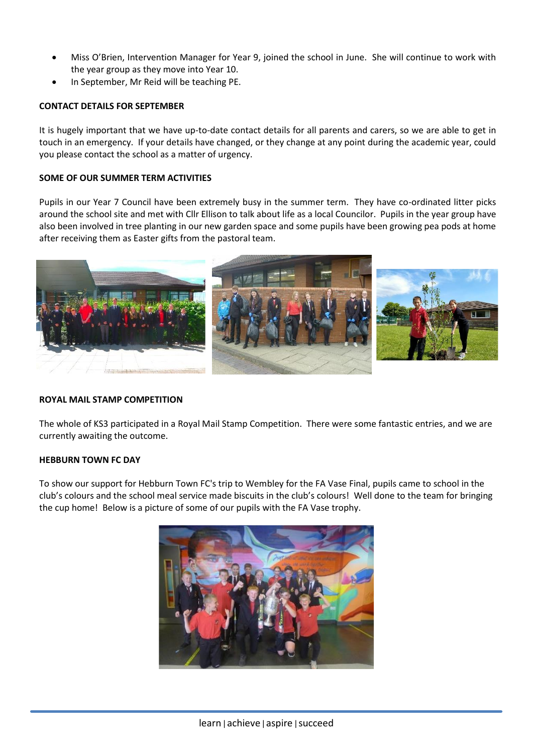- Miss O'Brien, Intervention Manager for Year 9, joined the school in June. She will continue to work with the year group as they move into Year 10.
- In September, Mr Reid will be teaching PE.

**CONTACT DETAILS FOR SEPTEMBER**

It is hugely important that we have up-to-date contact details for all parents and carers, so we are able to get in touch in an emergency. If your details have changed, or they change at any point during the academic year, could you please contact the school as a matter of urgency.

**SOME OF OUR SUMMER TERM ACTIVITIES**

Pupils in our Year 7 Council have been extremely busy in the summer term. They have co-ordinated litter picks around the school site and met with Cllr Ellison to talk about life as a local Councilor. Pupils in the year group have also been involved in tree planting in our new garden space and some pupils have been growing pea pods at home after receiving them as Easter gifts from the pastoral team.

**ROYAL MAIL STAMP COMPETITION**

The whole of KS3 participated in a Royal Mail Stamp Competition. There were some fantastic entries, and we are currently awaiting the outcome.

**HEBBURN TOWN FC DAY**

To show our support for Hebburn Town FC's trip to Wembley for the FA Vase Final, pupils came to school in the club's colours and the school meal service made biscuits in the club's colours! Well done to the team for bringing the cup home! Below is a picture of some of our pupils with the FA Vase trophy.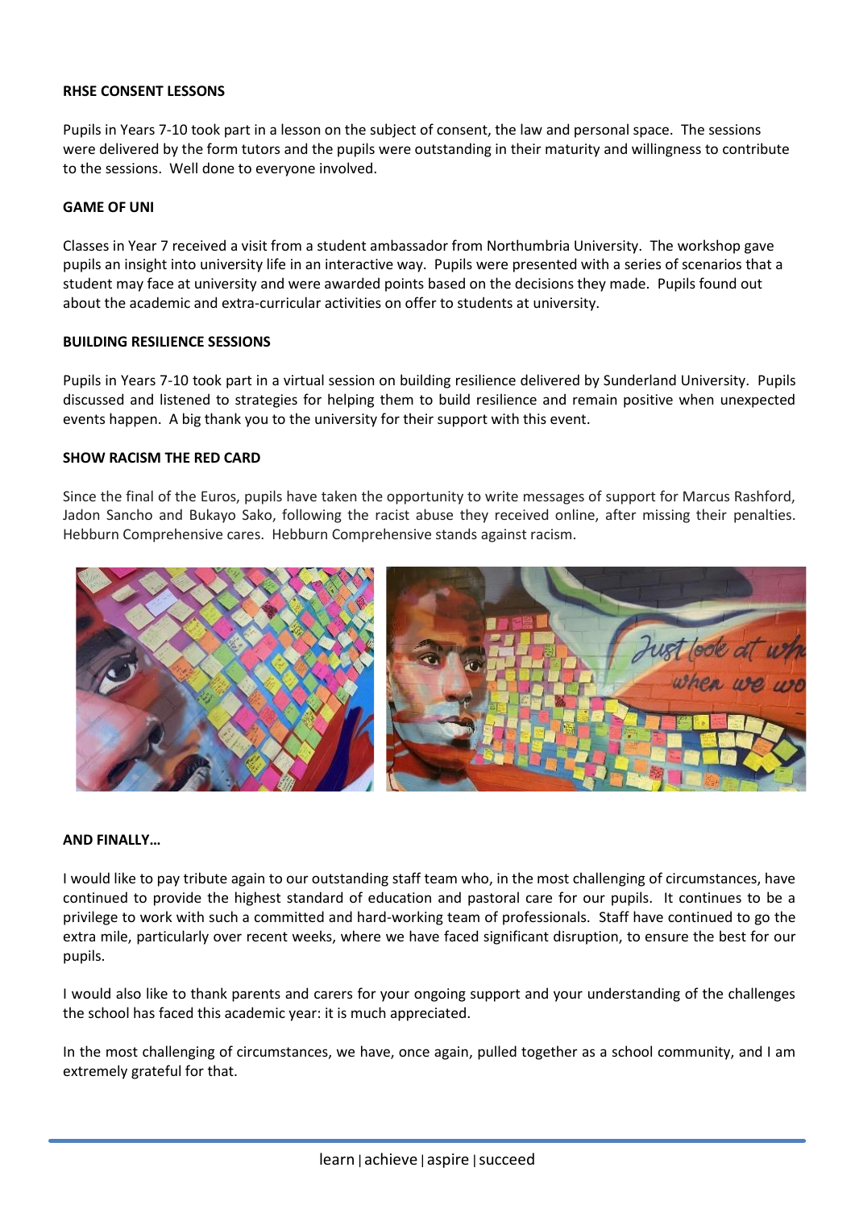**RHSE CONSENT LESSONS**

Pupils in Years 7-10 took part in a lesson on the subject of consent, the law and personal space. The sessions were delivered by the form tutors and the pupils were outstanding in their maturity and willingness to contribute to the sessions. Well done to everyone involved.

**GAME OF UNI**

Classes in Year 7 received a visit from a student ambassador from Northumbria University. The workshop gave pupils an insight into university life in an interactive way. Pupils were presented with a series of scenarios that a student may face at university and were awarded points based on the decisions they made. Pupils found out about the academic and extra-curricular activities on offer to students at university.

**BUILDING RESILIENCE SESSIONS**

Pupils in Years 7-10 took part in a virtual session on building resilience delivered by Sunderland University. Pupils discussed and listened to strategies for helping them to build resilience and remain positive when unexpected events happen. A big thank you to the university for their support with this event.

**SHOW RACISM THE RED CARD**

Since the final of the Euros, pupils have taken the opportunity to write messages of support for Marcus Rashford, Jadon Sancho and Bukayo Sako, following the racist abuse they received online, after missing their penalties. Hebburn Comprehensive cares. Hebburn Comprehensive stands against racism.

**AND FINALLY…**

I would like to pay tribute again to our outstanding staff team who, in the most challenging of circumstances, have continued to provide the highest standard of education and pastoral care for our pupils. It continues to be a privilege to work with such a committed and hard-working team of professionals. Staff have continued to go the extra mile, particularly over recent weeks, where we have faced significant disruption, to ensure the best for our pupils.

I would also like to thank parents and carers for your ongoing support and your understanding of the challenges the school has faced this academic year: it is much appreciated.

In the most challenging of circumstances, we have, once again, pulled together as a school community, and I am extremely grateful for that.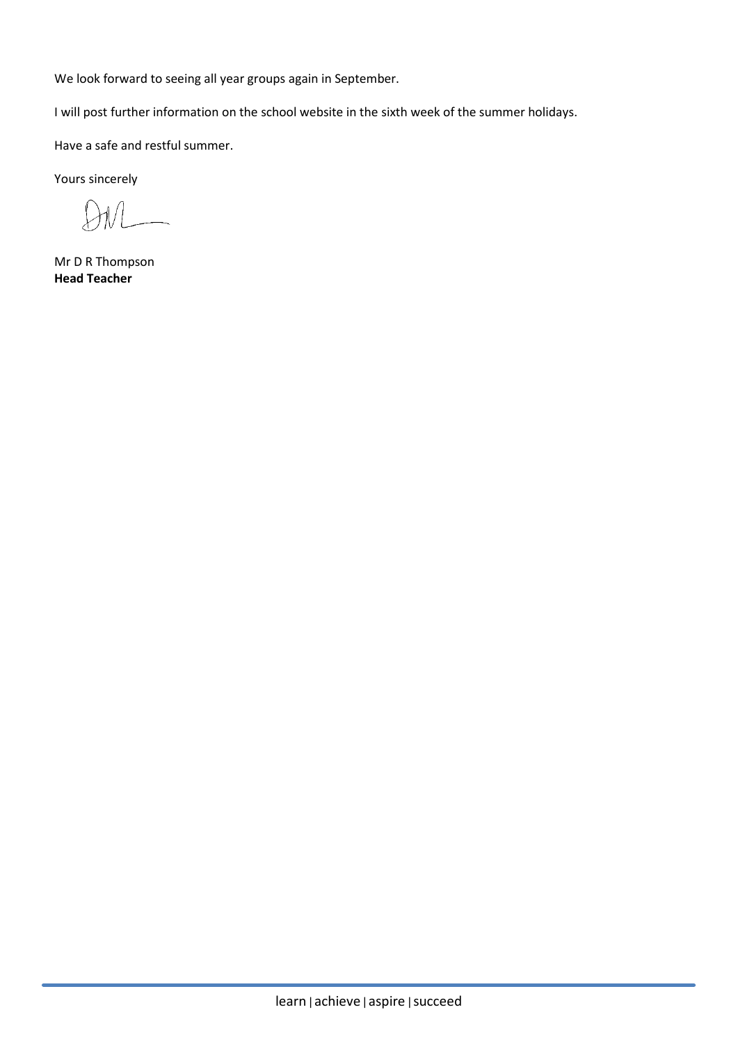We look forward to seeing all year groups again in September.

I will post further information on the school website in the sixth week of the summer holidays.

Have a safe and restful summer.

Yours sincerely

Mr D R Thompson
**Head Teacher**